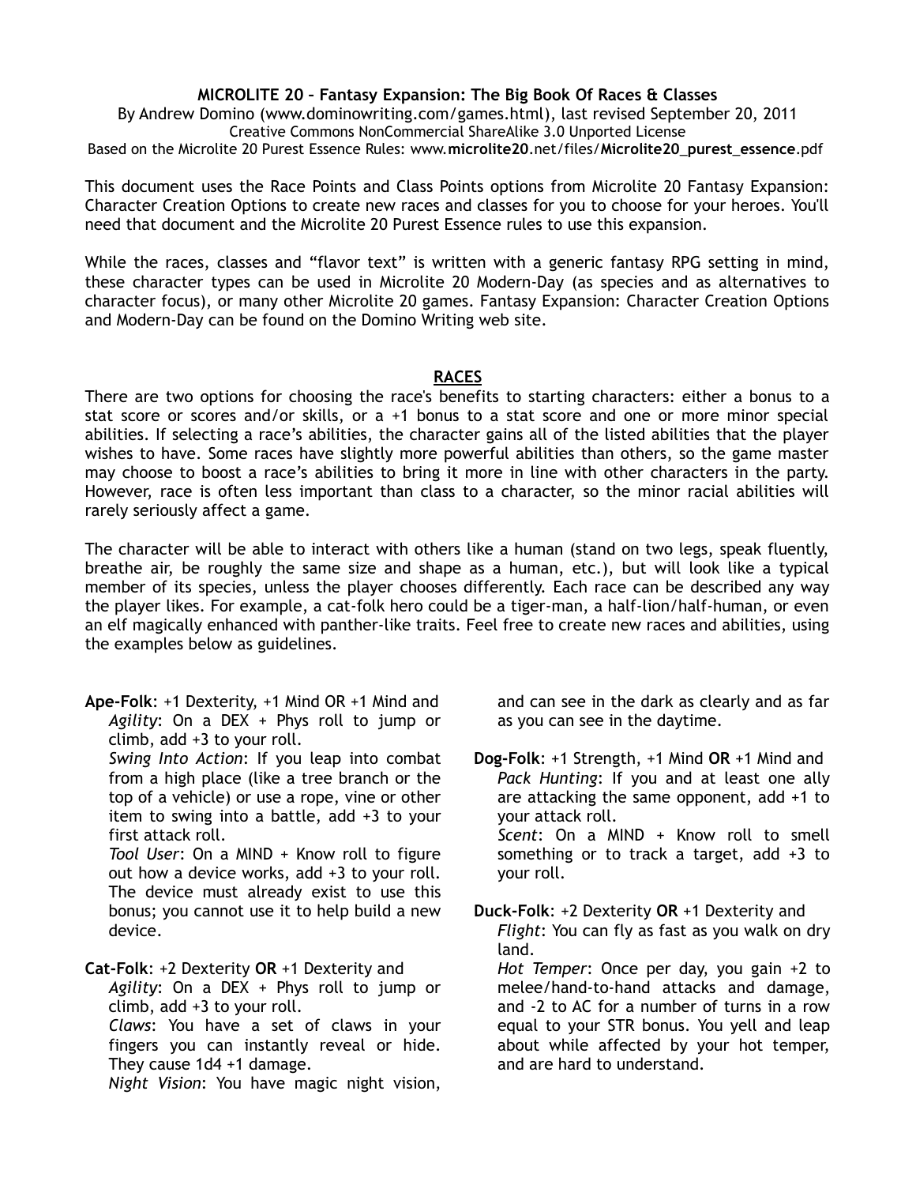**MICROLITE 20 – Fantasy Expansion: The Big Book Of Races & Classes**

By Andrew Domino (www.dominowriting.com/games.html), last revised September 20, 2011

Creative Commons NonCommercial ShareAlike 3.0 Unported License

Based on the Microlite 20 Purest Essence Rules: www.**microlite20**.net/files/**Microlite20_purest_essence**.pdf

This document uses the Race Points and Class Points options from Microlite 20 Fantasy Expansion: Character Creation Options to create new races and classes for you to choose for your heroes. You'll need that document and the Microlite 20 Purest Essence rules to use this expansion.

While the races, classes and "flavor text" is written with a generic fantasy RPG setting in mind, these character types can be used in Microlite 20 Modern-Day (as species and as alternatives to character focus), or many other Microlite 20 games. Fantasy Expansion: Character Creation Options and Modern-Day can be found on the Domino Writing web site.

## RACES

There are two options for choosing the race's benefits to starting characters: either a bonus to a stat score or scores and/or skills, or a +1 bonus to a stat score and one or more minor special abilities. If selecting a race's abilities, the character gains all of the listed abilities that the player wishes to have. Some races have slightly more powerful abilities than others, so the game master may choose to boost a race's abilities to bring it more in line with other characters in the party. However, race is often less important than class to a character, so the minor racial abilities will rarely seriously affect a game.

The character will be able to interact with others like a human (stand on two legs, speak fluently, breathe air, be roughly the same size and shape as a human, etc.), but will look like a typical member of its species, unless the player chooses differently. Each race can be described any way the player likes. For example, a cat-folk hero could be a tiger-man, a half-lion/half-human, or even an elf magically enhanced with panther-like traits. Feel free to create new races and abilities, using the examples below as guidelines.

**Ape-Folk**: +1 Dexterity, +1 Mind OR +1 Mind and

*Agility*: On a DEX + Phys roll to jump or climb, add +3 to your roll.

*Swing Into Action*: If you leap into combat from a high place (like a tree branch or the top of a vehicle) or use a rope, vine or other item to swing into a battle, add +3 to your first attack roll.

*Tool User*: On a MIND + Know roll to figure out how a device works, add +3 to your roll. The device must already exist to use this bonus; you cannot use it to help build a new device.

**Cat-Folk**: +2 Dexterity **OR** +1 Dexterity and

*Agility*: On a DEX + Phys roll to jump or climb, add +3 to your roll.

*Claws*: You have a set of claws in your fingers you can instantly reveal or hide. They cause 1d4 +1 damage.

*Night Vision*: You have magic night vision, and can see in the dark as clearly and as far as you can see in the daytime.

**Dog-Folk**: +1 Strength, +1 Mind **OR** +1 Mind and

*Pack Hunting*: If you and at least one ally are attacking the same opponent, add +1 to your attack roll.

*Scent*: On a MIND + Know roll to smell something or to track a target, add +3 to your roll.

**Duck-Folk**: +2 Dexterity **OR** +1 Dexterity and

*Flight*: You can fly as fast as you walk on dry land.

*Hot Temper*: Once per day, you gain +2 to melee/hand-to-hand attacks and damage, and -2 to AC for a number of turns in a row equal to your STR bonus. You yell and leap about while affected by your hot temper, and are hard to understand.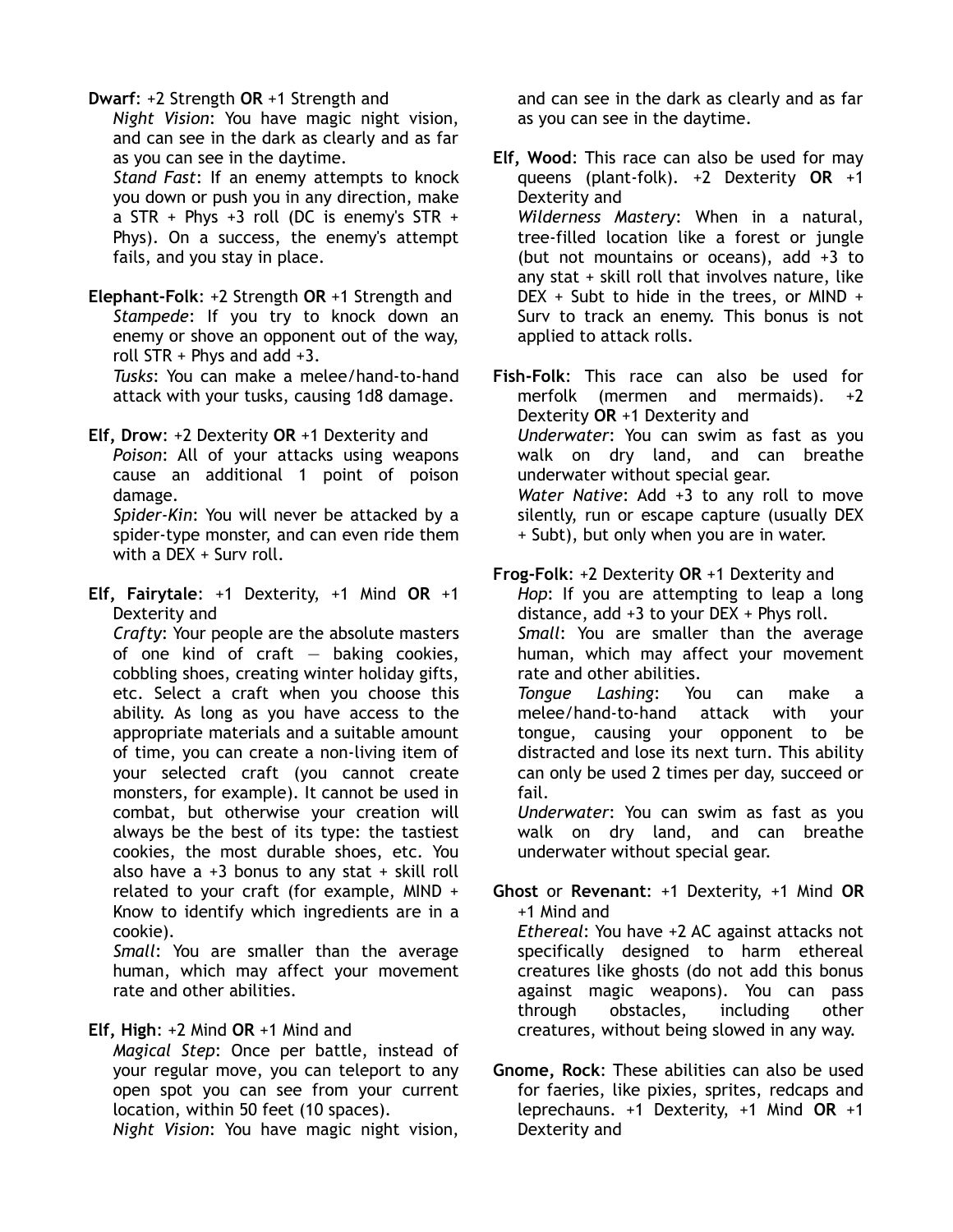**Dwarf**: +2 Strength **OR** +1 Strength and

*Night Vision*: You have magic night vision, and can see in the dark as clearly and as far as you can see in the daytime.

*Stand Fast*: If an enemy attempts to knock you down or push you in any direction, make a STR + Phys +3 roll (DC is enemy's STR + Phys). On a success, the enemy's attempt fails, and you stay in place.

**Elephant-Folk**: +2 Strength **OR** +1 Strength and

*Stampede*: If you try to knock down an enemy or shove an opponent out of the way, roll STR + Phys and add +3.

*Tusks*: You can make a melee/hand-to-hand attack with your tusks, causing 1d8 damage.

**Elf, Drow**: +2 Dexterity **OR** +1 Dexterity and

*Poison*: All of your attacks using weapons cause an additional 1 point of poison damage.

*Spider-Kin*: You will never be attacked by a spider-type monster, and can even ride them with a DEX + Surv roll.

**Elf, Fairytale**: +1 Dexterity, +1 Mind **OR** +1 Dexterity and

*Crafty*: Your people are the absolute masters of one kind of craft — baking cookies, cobbling shoes, creating winter holiday gifts, etc. Select a craft when you choose this ability. As long as you have access to the appropriate materials and a suitable amount of time, you can create a non-living item of your selected craft (you cannot create monsters, for example). It cannot be used in combat, but otherwise your creation will always be the best of its type: the tastiest cookies, the most durable shoes, etc. You also have a +3 bonus to any stat + skill roll related to your craft (for example, MIND + Know to identify which ingredients are in a cookie).

*Small*: You are smaller than the average human, which may affect your movement rate and other abilities.

**Elf, High**: +2 Mind **OR** +1 Mind and

*Magical Step*: Once per battle, instead of your regular move, you can teleport to any open spot you can see from your current location, within 50 feet (10 spaces).

*Night Vision*: You have magic night vision, and can see in the dark as clearly and as far as you can see in the daytime.

**Elf, Wood**: This race can also be used for may queens (plant-folk). +2 Dexterity **OR** +1 Dexterity and

*Wilderness Mastery*: When in a natural, tree-filled location like a forest or jungle (but not mountains or oceans), add +3 to any stat + skill roll that involves nature, like DEX + Subt to hide in the trees, or MIND + Surv to track an enemy. This bonus is not applied to attack rolls.

**Fish-Folk**: This race can also be used for merfolk (mermen and mermaids). +2 Dexterity **OR** +1 Dexterity and

*Underwater*: You can swim as fast as you walk on dry land, and can breathe underwater without special gear.

*Water Native*: Add +3 to any roll to move silently, run or escape capture (usually DEX + Subt), but only when you are in water.

**Frog-Folk**: +2 Dexterity **OR** +1 Dexterity and

*Hop*: If you are attempting to leap a long distance, add +3 to your DEX + Phys roll.

*Small*: You are smaller than the average human, which may affect your movement rate and other abilities.

*Tongue Lashing*: You can make a melee/hand-to-hand attack with your tongue, causing your opponent to be distracted and lose its next turn. This ability can only be used 2 times per day, succeed or fail.

*Underwater*: You can swim as fast as you walk on dry land, and can breathe underwater without special gear.

**Ghost** or **Revenant**: +1 Dexterity, +1 Mind **OR** +1 Mind and

*Ethereal*: You have +2 AC against attacks not specifically designed to harm ethereal creatures like ghosts (do not add this bonus against magic weapons). You can pass through obstacles, including other creatures, without being slowed in any way.

**Gnome, Rock**: These abilities can also be used for faeries, like pixies, sprites, redcaps and leprechauns. +1 Dexterity, +1 Mind **OR** +1 Dexterity and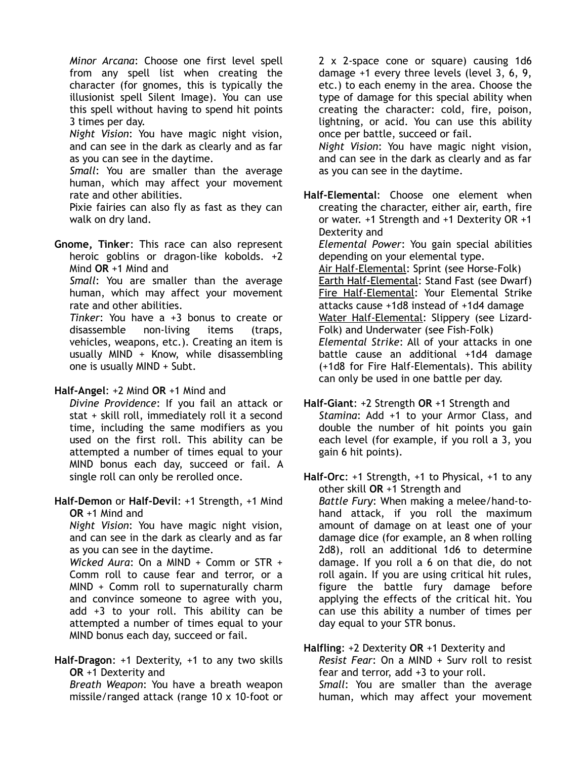*Minor Arcana*: Choose one first level spell from any spell list when creating the character (for gnomes, this is typically the illusionist spell Silent Image). You can use this spell without having to spend hit points 3 times per day.
*Night Vision*: You have magic night vision, and can see in the dark as clearly and as far as you can see in the daytime.
*Small*: You are smaller than the average human, which may affect your movement rate and other abilities.
Pixie fairies can also fly as fast as they can walk on dry land.

**Gnome, Tinker**: This race can also represent heroic goblins or dragon-like kobolds. +2 Mind **OR** +1 Mind and
*Small*: You are smaller than the average human, which may affect your movement rate and other abilities.
*Tinker*: You have a +3 bonus to create or disassemble non-living items (traps, vehicles, weapons, etc.). Creating an item is usually MIND + Know, while disassembling one is usually MIND + Subt.

**Half-Angel**: +2 Mind **OR** +1 Mind and
*Divine Providence*: If you fail an attack or stat + skill roll, immediately roll it a second time, including the same modifiers as you used on the first roll. This ability can be attempted a number of times equal to your MIND bonus each day, succeed or fail. A single roll can only be rerolled once.

**Half-Demon** or **Half-Devil**: +1 Strength, +1 Mind **OR** +1 Mind and
*Night Vision*: You have magic night vision, and can see in the dark as clearly and as far as you can see in the daytime.
*Wicked Aura*: On a MIND + Comm or STR + Comm roll to cause fear and terror, or a MIND + Comm roll to supernaturally charm and convince someone to agree with you, add +3 to your roll. This ability can be attempted a number of times equal to your MIND bonus each day, succeed or fail.

**Half-Dragon**: +1 Dexterity, +1 to any two skills **OR** +1 Dexterity and
*Breath Weapon*: You have a breath weapon missile/ranged attack (range 10 x 10-foot or 2 x 2-space cone or square) causing 1d6 damage +1 every three levels (level 3, 6, 9, etc.) to each enemy in the area. Choose the type of damage for this special ability when creating the character: cold, fire, poison, lightning, or acid. You can use this ability once per battle, succeed or fail.
*Night Vision*: You have magic night vision, and can see in the dark as clearly and as far as you can see in the daytime.

**Half-Elemental**: Choose one element when creating the character, either air, earth, fire or water. +1 Strength and +1 Dexterity OR +1 Dexterity and
*Elemental Power*: You gain special abilities depending on your elemental type.
<u>Air Half-Elemental</u>: Sprint (see Horse-Folk)
<u>Earth Half-Elemental</u>: Stand Fast (see Dwarf)
<u>Fire Half-Elemental</u>: Your Elemental Strike attacks cause +1d8 instead of +1d4 damage
<u>Water Half-Elemental</u>: Slippery (see Lizard-Folk) and Underwater (see Fish-Folk)
*Elemental Strike*: All of your attacks in one battle cause an additional +1d4 damage (+1d8 for Fire Half-Elementals). This ability can only be used in one battle per day.

**Half-Giant**: +2 Strength **OR** +1 Strength and
*Stamina*: Add +1 to your Armor Class, and double the number of hit points you gain each level (for example, if you roll a 3, you gain 6 hit points).

**Half-Orc**: +1 Strength, +1 to Physical, +1 to any other skill **OR** +1 Strength and
*Battle Fury*: When making a melee/hand-to-hand attack, if you roll the maximum amount of damage on at least one of your damage dice (for example, an 8 when rolling 2d8), roll an additional 1d6 to determine damage. If you roll a 6 on that die, do not roll again. If you are using critical hit rules, figure the battle fury damage before applying the effects of the critical hit. You can use this ability a number of times per day equal to your STR bonus.

**Halfling**: +2 Dexterity **OR** +1 Dexterity and
*Resist Fear*: On a MIND + Surv roll to resist fear and terror, add +3 to your roll.
*Small*: You are smaller than the average human, which may affect your movement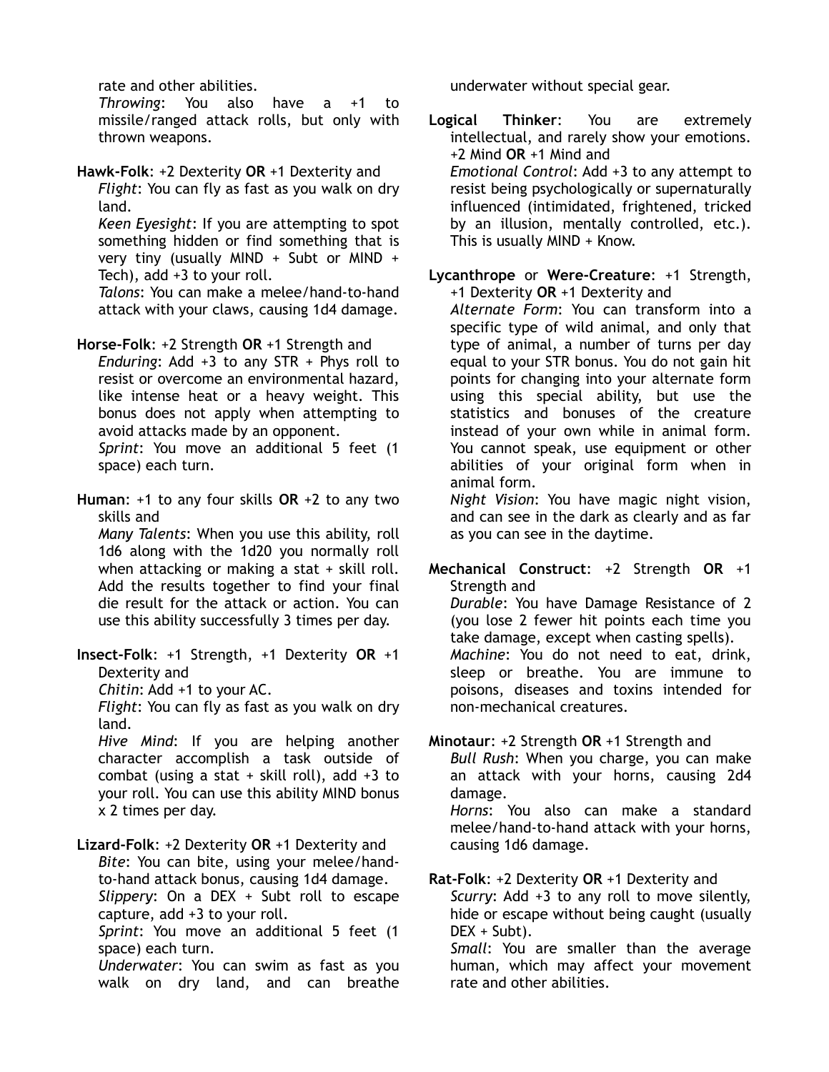rate and other abilities.
*Throwing*: You also have a +1 to missile/ranged attack rolls, but only with thrown weapons.

**Hawk-Folk**: +2 Dexterity **OR** +1 Dexterity and
*Flight*: You can fly as fast as you walk on dry land.
*Keen Eyesight*: If you are attempting to spot something hidden or find something that is very tiny (usually MIND + Subt or MIND + Tech), add +3 to your roll.
*Talons*: You can make a melee/hand-to-hand attack with your claws, causing 1d4 damage.

**Horse-Folk**: +2 Strength **OR** +1 Strength and
*Enduring*: Add +3 to any STR + Phys roll to resist or overcome an environmental hazard, like intense heat or a heavy weight. This bonus does not apply when attempting to avoid attacks made by an opponent.
*Sprint*: You move an additional 5 feet (1 space) each turn.

**Human**: +1 to any four skills **OR** +2 to any two skills and
*Many Talents*: When you use this ability, roll 1d6 along with the 1d20 you normally roll when attacking or making a stat + skill roll. Add the results together to find your final die result for the attack or action. You can use this ability successfully 3 times per day.

**Insect-Folk**: +1 Strength, +1 Dexterity **OR** +1 Dexterity and
*Chitin*: Add +1 to your AC.
*Flight*: You can fly as fast as you walk on dry land.
*Hive Mind*: If you are helping another character accomplish a task outside of combat (using a stat + skill roll), add +3 to your roll. You can use this ability MIND bonus x 2 times per day.

**Lizard-Folk**: +2 Dexterity **OR** +1 Dexterity and
*Bite*: You can bite, using your melee/hand-to-hand attack bonus, causing 1d4 damage.
*Slippery*: On a DEX + Subt roll to escape capture, add +3 to your roll.
*Sprint*: You move an additional 5 feet (1 space) each turn.
*Underwater*: You can swim as fast as you walk on dry land, and can breathe underwater without special gear.

**Logical Thinker**: You are extremely intellectual, and rarely show your emotions. +2 Mind **OR** +1 Mind and
*Emotional Control*: Add +3 to any attempt to resist being psychologically or supernaturally influenced (intimidated, frightened, tricked by an illusion, mentally controlled, etc.). This is usually MIND + Know.

**Lycanthrope** or **Were-Creature**: +1 Strength, +1 Dexterity **OR** +1 Dexterity and
*Alternate Form*: You can transform into a specific type of wild animal, and only that type of animal, a number of turns per day equal to your STR bonus. You do not gain hit points for changing into your alternate form using this special ability, but use the statistics and bonuses of the creature instead of your own while in animal form. You cannot speak, use equipment or other abilities of your original form when in animal form.
*Night Vision*: You have magic night vision, and can see in the dark as clearly and as far as you can see in the daytime.

**Mechanical Construct**: +2 Strength **OR** +1 Strength and
*Durable*: You have Damage Resistance of 2 (you lose 2 fewer hit points each time you take damage, except when casting spells).
*Machine*: You do not need to eat, drink, sleep or breathe. You are immune to poisons, diseases and toxins intended for non-mechanical creatures.

**Minotaur**: +2 Strength **OR** +1 Strength and
*Bull Rush*: When you charge, you can make an attack with your horns, causing 2d4 damage.
*Horns*: You also can make a standard melee/hand-to-hand attack with your horns, causing 1d6 damage.

**Rat-Folk**: +2 Dexterity **OR** +1 Dexterity and
*Scurry*: Add +3 to any roll to move silently, hide or escape without being caught (usually DEX + Subt).
*Small*: You are smaller than the average human, which may affect your movement rate and other abilities.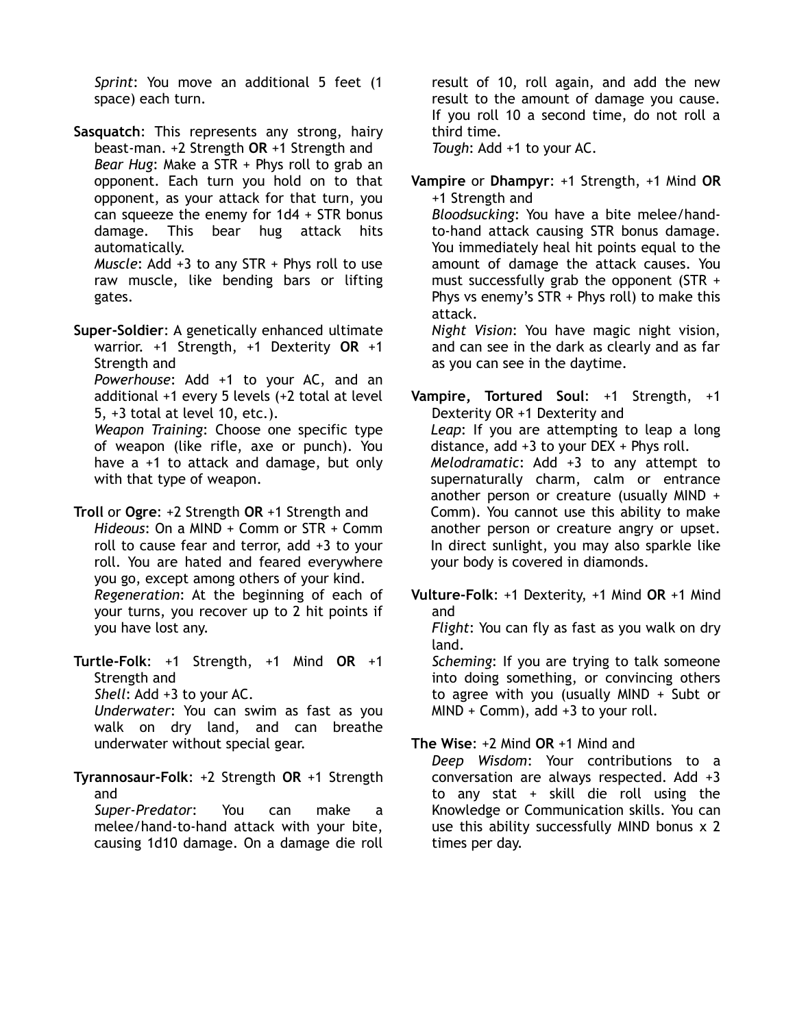*Sprint*: You move an additional 5 feet (1 space) each turn.

**Sasquatch**: This represents any strong, hairy beast-man. +2 Strength **OR** +1 Strength and
*Bear Hug*: Make a STR + Phys roll to grab an opponent. Each turn you hold on to that opponent, as your attack for that turn, you can squeeze the enemy for 1d4 + STR bonus damage. This bear hug attack hits automatically.
*Muscle*: Add +3 to any STR + Phys roll to use raw muscle, like bending bars or lifting gates.

**Super-Soldier**: A genetically enhanced ultimate warrior. +1 Strength, +1 Dexterity **OR** +1 Strength and
*Powerhouse*: Add +1 to your AC, and an additional +1 every 5 levels (+2 total at level 5, +3 total at level 10, etc.).
*Weapon Training*: Choose one specific type of weapon (like rifle, axe or punch). You have a +1 to attack and damage, but only with that type of weapon.

**Troll** or **Ogre**: +2 Strength **OR** +1 Strength and
*Hideous*: On a MIND + Comm or STR + Comm roll to cause fear and terror, add +3 to your roll. You are hated and feared everywhere you go, except among others of your kind.
*Regeneration*: At the beginning of each of your turns, you recover up to 2 hit points if you have lost any.

**Turtle-Folk**: +1 Strength, +1 Mind **OR** +1 Strength and
*Shell*: Add +3 to your AC.
*Underwater*: You can swim as fast as you walk on dry land, and can breathe underwater without special gear.

**Tyrannosaur-Folk**: +2 Strength **OR** +1 Strength and
*Super-Predator*: You can make a melee/hand-to-hand attack with your bite, causing 1d10 damage. On a damage die roll result of 10, roll again, and add the new result to the amount of damage you cause. If you roll 10 a second time, do not roll a third time.
*Tough*: Add +1 to your AC.

**Vampire** or **Dhampyr**: +1 Strength, +1 Mind **OR** +1 Strength and
*Bloodsucking*: You have a bite melee/hand-to-hand attack causing STR bonus damage. You immediately heal hit points equal to the amount of damage the attack causes. You must successfully grab the opponent (STR + Phys vs enemy's STR + Phys roll) to make this attack.
*Night Vision*: You have magic night vision, and can see in the dark as clearly and as far as you can see in the daytime.

**Vampire, Tortured Soul**: +1 Strength, +1 Dexterity OR +1 Dexterity and
*Leap*: If you are attempting to leap a long distance, add +3 to your DEX + Phys roll.
*Melodramatic*: Add +3 to any attempt to supernaturally charm, calm or entrance another person or creature (usually MIND + Comm). You cannot use this ability to make another person or creature angry or upset. In direct sunlight, you may also sparkle like your body is covered in diamonds.

**Vulture-Folk**: +1 Dexterity, +1 Mind **OR** +1 Mind and
*Flight*: You can fly as fast as you walk on dry land.
*Scheming*: If you are trying to talk someone into doing something, or convincing others to agree with you (usually MIND + Subt or MIND + Comm), add +3 to your roll.

**The Wise**: +2 Mind **OR** +1 Mind and
*Deep Wisdom*: Your contributions to a conversation are always respected. Add +3 to any stat + skill die roll using the Knowledge or Communication skills. You can use this ability successfully MIND bonus x 2 times per day.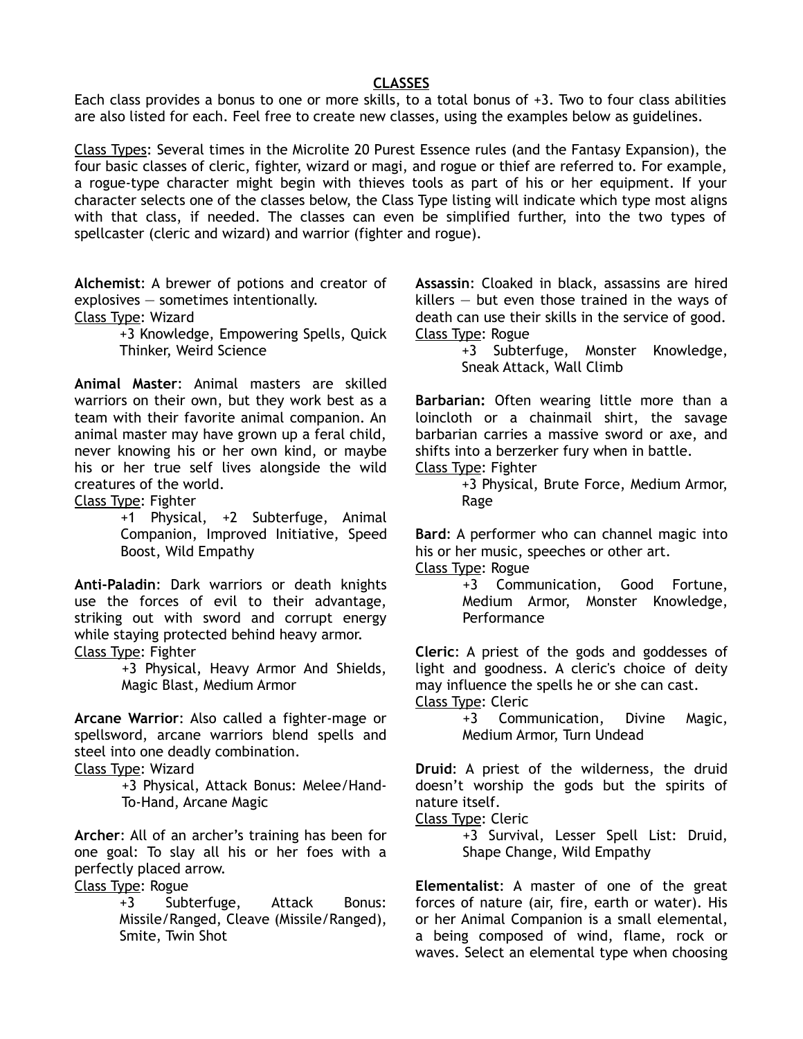## CLASSES

Each class provides a bonus to one or more skills, to a total bonus of +3. Two to four class abilities are also listed for each. Feel free to create new classes, using the examples below as guidelines.

Class Types: Several times in the Microlite 20 Purest Essence rules (and the Fantasy Expansion), the four basic classes of cleric, fighter, wizard or magi, and rogue or thief are referred to. For example, a rogue-type character might begin with thieves tools as part of his or her equipment. If your character selects one of the classes below, the Class Type listing will indicate which type most aligns with that class, if needed. The classes can even be simplified further, into the two types of spellcaster (cleric and wizard) and warrior (fighter and rogue).

**Alchemist**: A brewer of potions and creator of explosives — sometimes intentionally.
Class Type: Wizard
+3 Knowledge, Empowering Spells, Quick Thinker, Weird Science

**Animal Master**: Animal masters are skilled warriors on their own, but they work best as a team with their favorite animal companion. An animal master may have grown up a feral child, never knowing his or her own kind, or maybe his or her true self lives alongside the wild creatures of the world.
Class Type: Fighter
+1 Physical, +2 Subterfuge, Animal Companion, Improved Initiative, Speed Boost, Wild Empathy

**Anti-Paladin**: Dark warriors or death knights use the forces of evil to their advantage, striking out with sword and corrupt energy while staying protected behind heavy armor.
Class Type: Fighter
+3 Physical, Heavy Armor And Shields, Magic Blast, Medium Armor

**Arcane Warrior**: Also called a fighter-mage or spellsword, arcane warriors blend spells and steel into one deadly combination.
Class Type: Wizard
+3 Physical, Attack Bonus: Melee/Hand-To-Hand, Arcane Magic

**Archer**: All of an archer's training has been for one goal: To slay all his or her foes with a perfectly placed arrow.
Class Type: Rogue
+3 Subterfuge, Attack Bonus: Missile/Ranged, Cleave (Missile/Ranged), Smite, Twin Shot

**Assassin**: Cloaked in black, assassins are hired killers — but even those trained in the ways of death can use their skills in the service of good.
Class Type: Rogue
+3 Subterfuge, Monster Knowledge, Sneak Attack, Wall Climb

**Barbarian:** Often wearing little more than a loincloth or a chainmail shirt, the savage barbarian carries a massive sword or axe, and shifts into a berzerker fury when in battle.
Class Type: Fighter
+3 Physical, Brute Force, Medium Armor, Rage

**Bard**: A performer who can channel magic into his or her music, speeches or other art.
Class Type: Rogue
+3 Communication, Good Fortune, Medium Armor, Monster Knowledge, Performance

**Cleric**: A priest of the gods and goddesses of light and goodness. A cleric's choice of deity may influence the spells he or she can cast.
Class Type: Cleric
+3 Communication, Divine Magic, Medium Armor, Turn Undead

**Druid**: A priest of the wilderness, the druid doesn't worship the gods but the spirits of nature itself.
Class Type: Cleric
+3 Survival, Lesser Spell List: Druid, Shape Change, Wild Empathy

**Elementalist**: A master of one of the great forces of nature (air, fire, earth or water). His or her Animal Companion is a small elemental, a being composed of wind, flame, rock or waves. Select an elemental type when choosing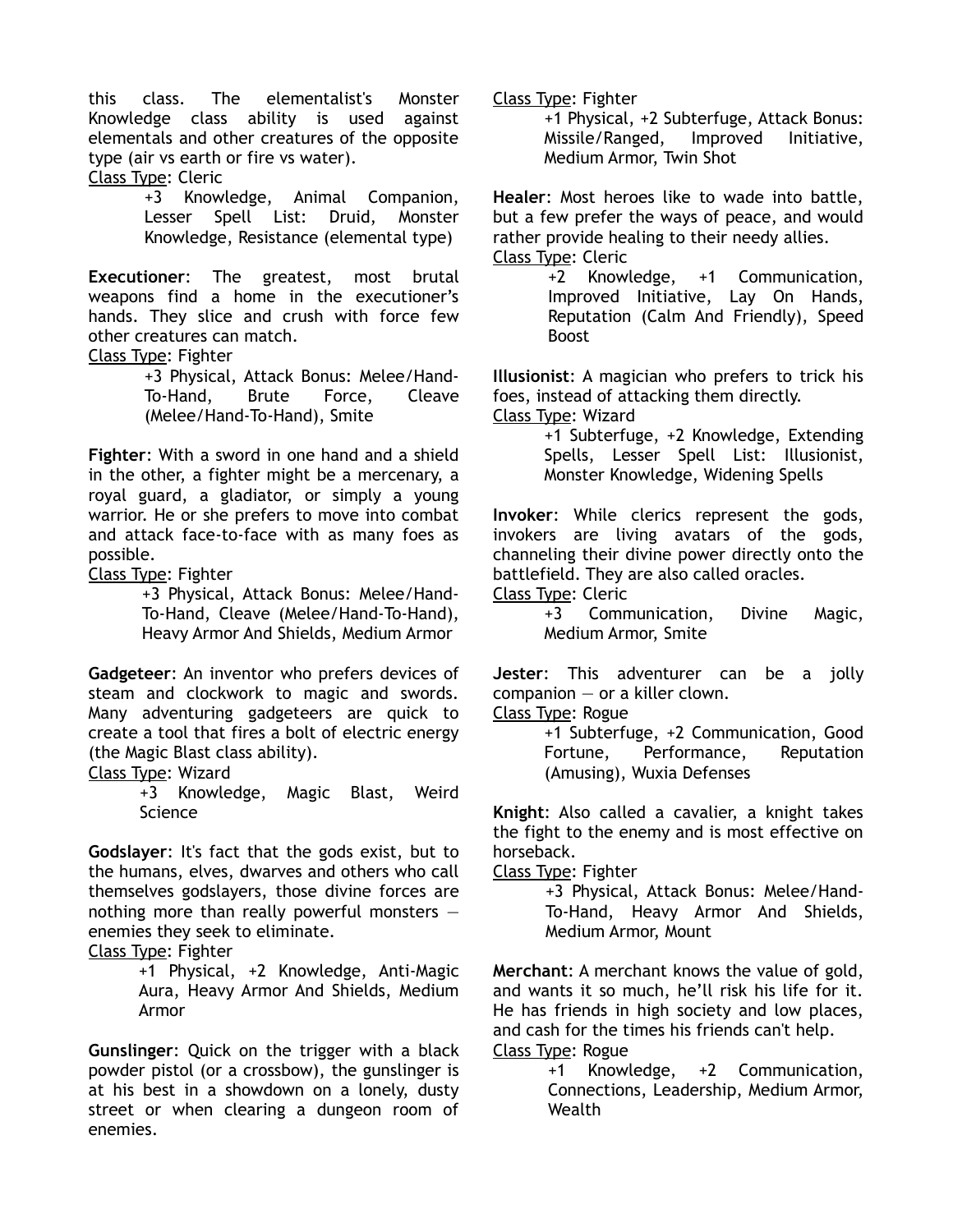this class. The elementalist's Monster Knowledge class ability is used against elementals and other creatures of the opposite type (air vs earth or fire vs water).

Class Type: Cleric

> +3 Knowledge, Animal Companion, Lesser Spell List: Druid, Monster Knowledge, Resistance (elemental type)

**Executioner**: The greatest, most brutal weapons find a home in the executioner's hands. They slice and crush with force few other creatures can match.

Class Type: Fighter

> +3 Physical, Attack Bonus: Melee/Hand-To-Hand, Brute Force, Cleave (Melee/Hand-To-Hand), Smite

**Fighter**: With a sword in one hand and a shield in the other, a fighter might be a mercenary, a royal guard, a gladiator, or simply a young warrior. He or she prefers to move into combat and attack face-to-face with as many foes as possible.

Class Type: Fighter

> +3 Physical, Attack Bonus: Melee/Hand-To-Hand, Cleave (Melee/Hand-To-Hand), Heavy Armor And Shields, Medium Armor

**Gadgeteer**: An inventor who prefers devices of steam and clockwork to magic and swords. Many adventuring gadgeteers are quick to create a tool that fires a bolt of electric energy (the Magic Blast class ability).

Class Type: Wizard

> +3 Knowledge, Magic Blast, Weird Science

**Godslayer**: It's fact that the gods exist, but to the humans, elves, dwarves and others who call themselves godslayers, those divine forces are nothing more than really powerful monsters — enemies they seek to eliminate.

Class Type: Fighter

> +1 Physical, +2 Knowledge, Anti-Magic Aura, Heavy Armor And Shields, Medium Armor

**Gunslinger**: Quick on the trigger with a black powder pistol (or a crossbow), the gunslinger is at his best in a showdown on a lonely, dusty street or when clearing a dungeon room of enemies.

Class Type: Fighter

> +1 Physical, +2 Subterfuge, Attack Bonus: Missile/Ranged, Improved Initiative, Medium Armor, Twin Shot

**Healer**: Most heroes like to wade into battle, but a few prefer the ways of peace, and would rather provide healing to their needy allies.

Class Type: Cleric

> +2 Knowledge, +1 Communication, Improved Initiative, Lay On Hands, Reputation (Calm And Friendly), Speed Boost

**Illusionist**: A magician who prefers to trick his foes, instead of attacking them directly.

Class Type: Wizard

> +1 Subterfuge, +2 Knowledge, Extending Spells, Lesser Spell List: Illusionist, Monster Knowledge, Widening Spells

**Invoker**: While clerics represent the gods, invokers are living avatars of the gods, channeling their divine power directly onto the battlefield. They are also called oracles.

Class Type: Cleric

> +3 Communication, Divine Magic, Medium Armor, Smite

**Jester**: This adventurer can be a jolly companion — or a killer clown.

Class Type: Rogue

> +1 Subterfuge, +2 Communication, Good Fortune, Performance, Reputation (Amusing), Wuxia Defenses

**Knight**: Also called a cavalier, a knight takes the fight to the enemy and is most effective on horseback.

Class Type: Fighter

> +3 Physical, Attack Bonus: Melee/Hand-To-Hand, Heavy Armor And Shields, Medium Armor, Mount

**Merchant**: A merchant knows the value of gold, and wants it so much, he'll risk his life for it. He has friends in high society and low places, and cash for the times his friends can't help.

Class Type: Rogue

> +1 Knowledge, +2 Communication, Connections, Leadership, Medium Armor, Wealth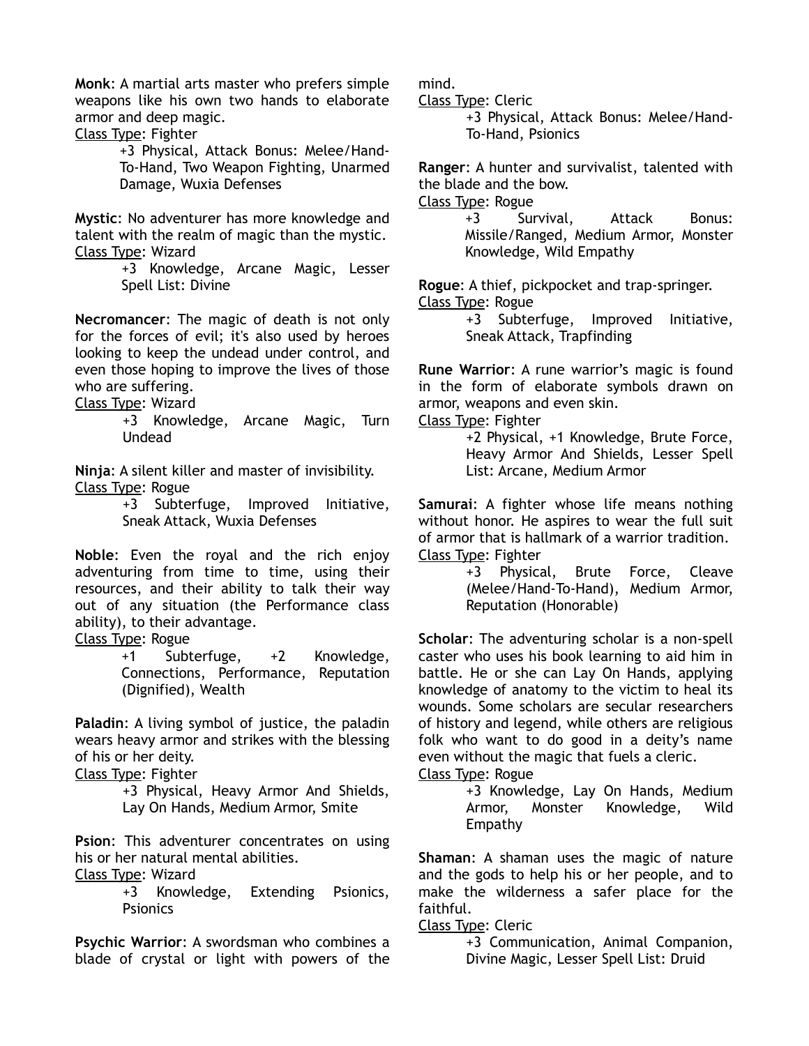**Monk**: A martial arts master who prefers simple weapons like his own two hands to elaborate armor and deep magic.

Class Type: Fighter

> +3 Physical, Attack Bonus: Melee/Hand-To-Hand, Two Weapon Fighting, Unarmed Damage, Wuxia Defenses

**Mystic**: No adventurer has more knowledge and talent with the realm of magic than the mystic.

Class Type: Wizard

> +3 Knowledge, Arcane Magic, Lesser Spell List: Divine

**Necromancer**: The magic of death is not only for the forces of evil; it's also used by heroes looking to keep the undead under control, and even those hoping to improve the lives of those who are suffering.

Class Type: Wizard

> +3 Knowledge, Arcane Magic, Turn Undead

**Ninja**: A silent killer and master of invisibility.

Class Type: Rogue

> +3 Subterfuge, Improved Initiative, Sneak Attack, Wuxia Defenses

**Noble**: Even the royal and the rich enjoy adventuring from time to time, using their resources, and their ability to talk their way out of any situation (the Performance class ability), to their advantage.

Class Type: Rogue

> +1 Subterfuge, +2 Knowledge, Connections, Performance, Reputation (Dignified), Wealth

**Paladin**: A living symbol of justice, the paladin wears heavy armor and strikes with the blessing of his or her deity.

Class Type: Fighter

> +3 Physical, Heavy Armor And Shields, Lay On Hands, Medium Armor, Smite

**Psion**: This adventurer concentrates on using his or her natural mental abilities.

Class Type: Wizard

> +3 Knowledge, Extending Psionics, Psionics

**Psychic Warrior**: A swordsman who combines a blade of crystal or light with powers of the mind.

Class Type: Cleric

> +3 Physical, Attack Bonus: Melee/Hand-To-Hand, Psionics

**Ranger**: A hunter and survivalist, talented with the blade and the bow.

Class Type: Rogue

> +3 Survival, Attack Bonus: Missile/Ranged, Medium Armor, Monster Knowledge, Wild Empathy

**Rogue**: A thief, pickpocket and trap-springer.

Class Type: Rogue

> +3 Subterfuge, Improved Initiative, Sneak Attack, Trapfinding

**Rune Warrior**: A rune warrior's magic is found in the form of elaborate symbols drawn on armor, weapons and even skin.

Class Type: Fighter

> +2 Physical, +1 Knowledge, Brute Force, Heavy Armor And Shields, Lesser Spell List: Arcane, Medium Armor

**Samurai**: A fighter whose life means nothing without honor. He aspires to wear the full suit of armor that is hallmark of a warrior tradition.

Class Type: Fighter

> +3 Physical, Brute Force, Cleave (Melee/Hand-To-Hand), Medium Armor, Reputation (Honorable)

**Scholar**: The adventuring scholar is a non-spell caster who uses his book learning to aid him in battle. He or she can Lay On Hands, applying knowledge of anatomy to the victim to heal its wounds. Some scholars are secular researchers of history and legend, while others are religious folk who want to do good in a deity's name even without the magic that fuels a cleric.

Class Type: Rogue

> +3 Knowledge, Lay On Hands, Medium Armor, Monster Knowledge, Wild Empathy

**Shaman**: A shaman uses the magic of nature and the gods to help his or her people, and to make the wilderness a safer place for the faithful.

Class Type: Cleric

> +3 Communication, Animal Companion, Divine Magic, Lesser Spell List: Druid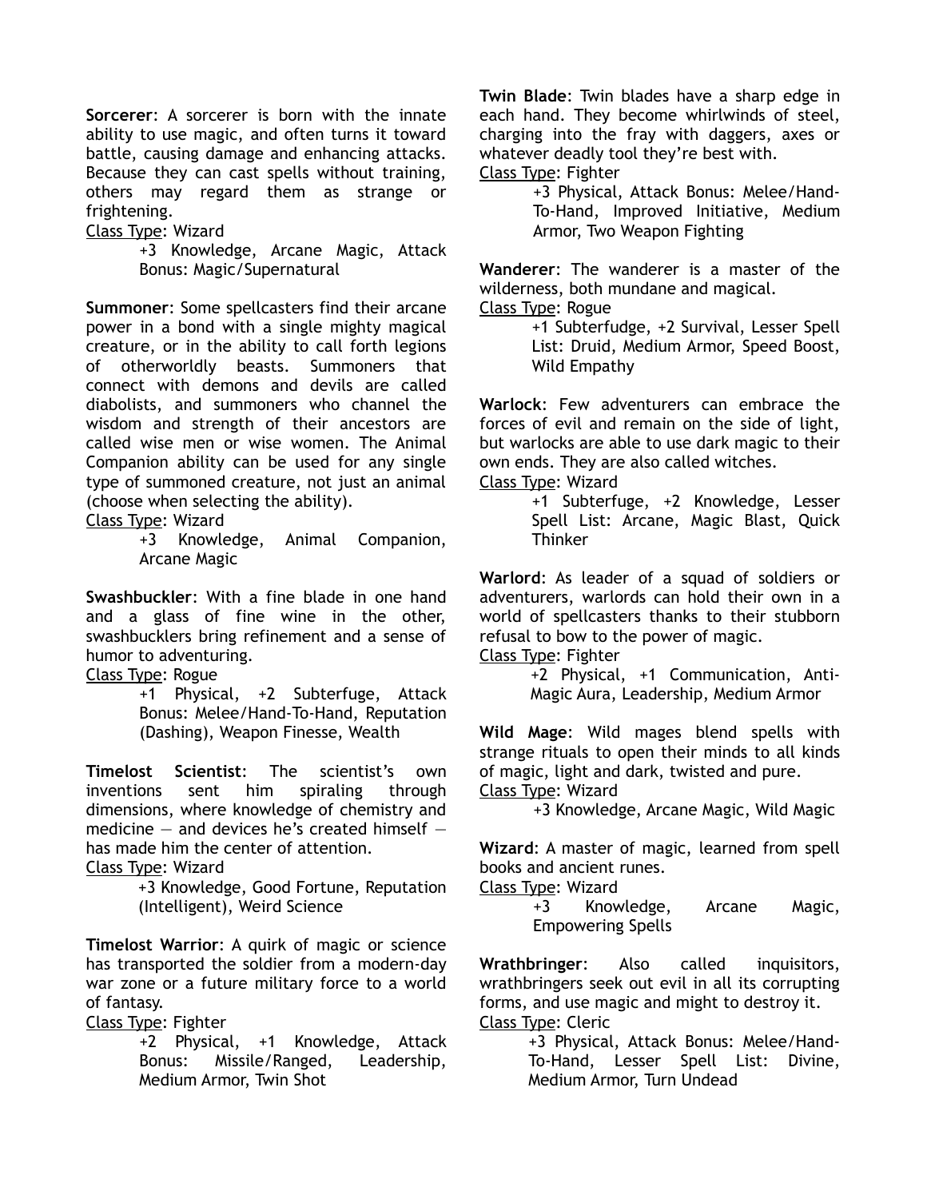**Sorcerer**: A sorcerer is born with the innate ability to use magic, and often turns it toward battle, causing damage and enhancing attacks. Because they can cast spells without training, others may regard them as strange or frightening.

Class Type: Wizard

> +3 Knowledge, Arcane Magic, Attack Bonus: Magic/Supernatural

**Summoner**: Some spellcasters find their arcane power in a bond with a single mighty magical creature, or in the ability to call forth legions of otherworldly beasts. Summoners that connect with demons and devils are called diabolists, and summoners who channel the wisdom and strength of their ancestors are called wise men or wise women. The Animal Companion ability can be used for any single type of summoned creature, not just an animal (choose when selecting the ability).

Class Type: Wizard

> +3 Knowledge, Animal Companion, Arcane Magic

**Swashbuckler**: With a fine blade in one hand and a glass of fine wine in the other, swashbucklers bring refinement and a sense of humor to adventuring.

Class Type: Rogue

> +1 Physical, +2 Subterfuge, Attack Bonus: Melee/Hand-To-Hand, Reputation (Dashing), Weapon Finesse, Wealth

**Timelost Scientist**: The scientist's own inventions sent him spiraling through dimensions, where knowledge of chemistry and medicine — and devices he's created himself — has made him the center of attention.

Class Type: Wizard

> +3 Knowledge, Good Fortune, Reputation (Intelligent), Weird Science

**Timelost Warrior**: A quirk of magic or science has transported the soldier from a modern-day war zone or a future military force to a world of fantasy.

Class Type: Fighter

> +2 Physical, +1 Knowledge, Attack Bonus: Missile/Ranged, Leadership, Medium Armor, Twin Shot

**Twin Blade**: Twin blades have a sharp edge in each hand. They become whirlwinds of steel, charging into the fray with daggers, axes or whatever deadly tool they're best with.

Class Type: Fighter

> +3 Physical, Attack Bonus: Melee/Hand-To-Hand, Improved Initiative, Medium Armor, Two Weapon Fighting

**Wanderer**: The wanderer is a master of the wilderness, both mundane and magical.

Class Type: Rogue

> +1 Subterfudge, +2 Survival, Lesser Spell List: Druid, Medium Armor, Speed Boost, Wild Empathy

**Warlock**: Few adventurers can embrace the forces of evil and remain on the side of light, but warlocks are able to use dark magic to their own ends. They are also called witches.

Class Type: Wizard

> +1 Subterfuge, +2 Knowledge, Lesser Spell List: Arcane, Magic Blast, Quick Thinker

**Warlord**: As leader of a squad of soldiers or adventurers, warlords can hold their own in a world of spellcasters thanks to their stubborn refusal to bow to the power of magic.

Class Type: Fighter

> +2 Physical, +1 Communication, Anti-Magic Aura, Leadership, Medium Armor

**Wild Mage**: Wild mages blend spells with strange rituals to open their minds to all kinds of magic, light and dark, twisted and pure.

Class Type: Wizard

> +3 Knowledge, Arcane Magic, Wild Magic

**Wizard**: A master of magic, learned from spell books and ancient runes.

Class Type: Wizard

> +3 Knowledge, Arcane Magic, Empowering Spells

**Wrathbringer**: Also called inquisitors, wrathbringers seek out evil in all its corrupting forms, and use magic and might to destroy it.

Class Type: Cleric

> +3 Physical, Attack Bonus: Melee/Hand-To-Hand, Lesser Spell List: Divine, Medium Armor, Turn Undead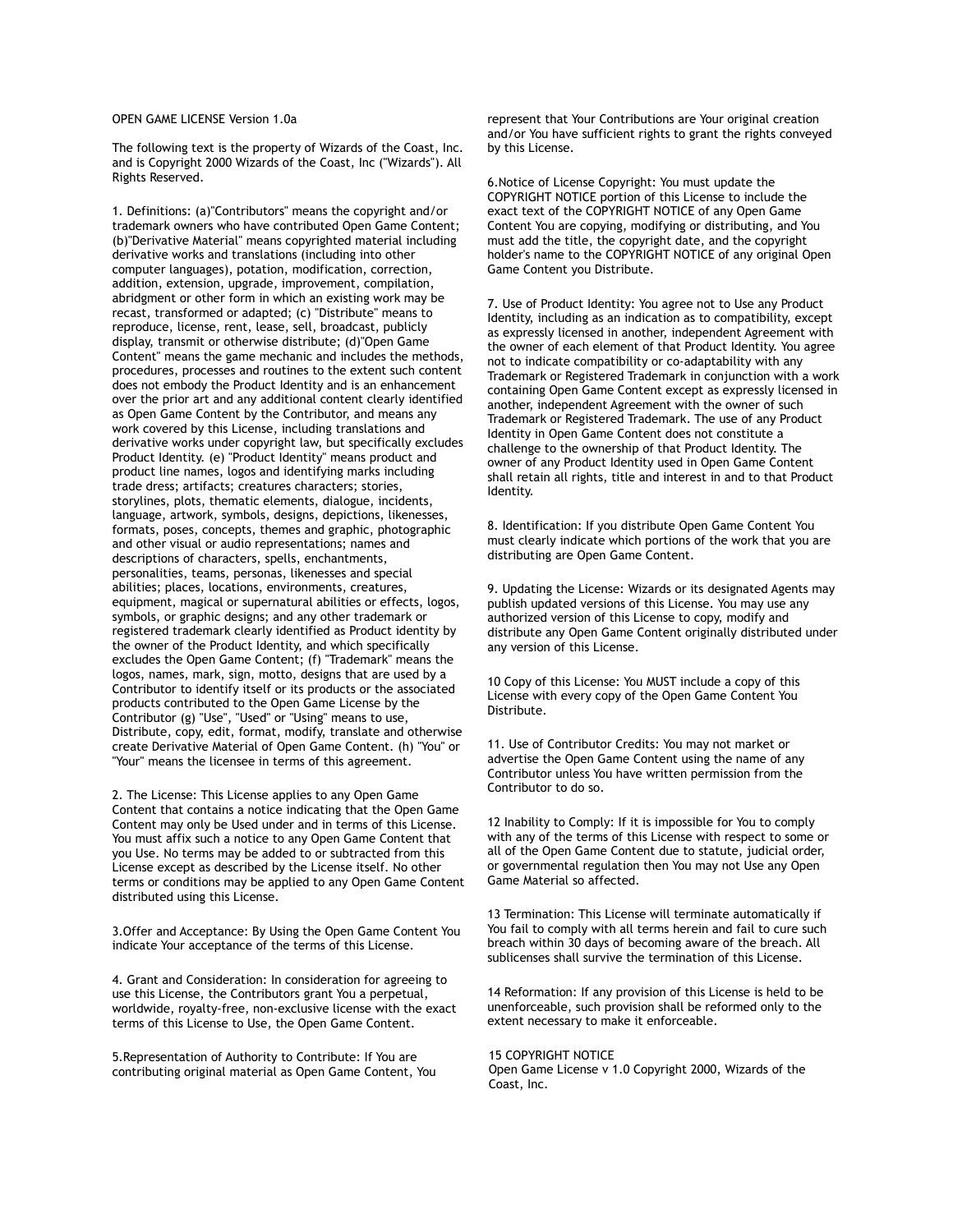OPEN GAME LICENSE Version 1.0a

The following text is the property of Wizards of the Coast, Inc. and is Copyright 2000 Wizards of the Coast, Inc ("Wizards"). All Rights Reserved.

1. Definitions: (a)"Contributors" means the copyright and/or trademark owners who have contributed Open Game Content; (b)"Derivative Material" means copyrighted material including derivative works and translations (including into other computer languages), potation, modification, correction, addition, extension, upgrade, improvement, compilation, abridgment or other form in which an existing work may be recast, transformed or adapted; (c) "Distribute" means to reproduce, license, rent, lease, sell, broadcast, publicly display, transmit or otherwise distribute; (d)"Open Game Content" means the game mechanic and includes the methods, procedures, processes and routines to the extent such content does not embody the Product Identity and is an enhancement over the prior art and any additional content clearly identified as Open Game Content by the Contributor, and means any work covered by this License, including translations and derivative works under copyright law, but specifically excludes Product Identity. (e) "Product Identity" means product and product line names, logos and identifying marks including trade dress; artifacts; creatures characters; stories, storylines, plots, thematic elements, dialogue, incidents, language, artwork, symbols, designs, depictions, likenesses, formats, poses, concepts, themes and graphic, photographic and other visual or audio representations; names and descriptions of characters, spells, enchantments, personalities, teams, personas, likenesses and special abilities; places, locations, environments, creatures, equipment, magical or supernatural abilities or effects, logos, symbols, or graphic designs; and any other trademark or registered trademark clearly identified as Product identity by the owner of the Product Identity, and which specifically excludes the Open Game Content; (f) "Trademark" means the logos, names, mark, sign, motto, designs that are used by a Contributor to identify itself or its products or the associated products contributed to the Open Game License by the Contributor (g) "Use", "Used" or "Using" means to use, Distribute, copy, edit, format, modify, translate and otherwise create Derivative Material of Open Game Content. (h) "You" or "Your" means the licensee in terms of this agreement.

2. The License: This License applies to any Open Game Content that contains a notice indicating that the Open Game Content may only be Used under and in terms of this License. You must affix such a notice to any Open Game Content that you Use. No terms may be added to or subtracted from this License except as described by the License itself. No other terms or conditions may be applied to any Open Game Content distributed using this License.

3.Offer and Acceptance: By Using the Open Game Content You indicate Your acceptance of the terms of this License.

4. Grant and Consideration: In consideration for agreeing to use this License, the Contributors grant You a perpetual, worldwide, royalty-free, non-exclusive license with the exact terms of this License to Use, the Open Game Content.

5.Representation of Authority to Contribute: If You are contributing original material as Open Game Content, You represent that Your Contributions are Your original creation and/or You have sufficient rights to grant the rights conveyed by this License.

6.Notice of License Copyright: You must update the COPYRIGHT NOTICE portion of this License to include the exact text of the COPYRIGHT NOTICE of any Open Game Content You are copying, modifying or distributing, and You must add the title, the copyright date, and the copyright holder's name to the COPYRIGHT NOTICE of any original Open Game Content you Distribute.

7. Use of Product Identity: You agree not to Use any Product Identity, including as an indication as to compatibility, except as expressly licensed in another, independent Agreement with the owner of each element of that Product Identity. You agree not to indicate compatibility or co-adaptability with any Trademark or Registered Trademark in conjunction with a work containing Open Game Content except as expressly licensed in another, independent Agreement with the owner of such Trademark or Registered Trademark. The use of any Product Identity in Open Game Content does not constitute a challenge to the ownership of that Product Identity. The owner of any Product Identity used in Open Game Content shall retain all rights, title and interest in and to that Product Identity.

8. Identification: If you distribute Open Game Content You must clearly indicate which portions of the work that you are distributing are Open Game Content.

9. Updating the License: Wizards or its designated Agents may publish updated versions of this License. You may use any authorized version of this License to copy, modify and distribute any Open Game Content originally distributed under any version of this License.

10 Copy of this License: You MUST include a copy of this License with every copy of the Open Game Content You Distribute.

11. Use of Contributor Credits: You may not market or advertise the Open Game Content using the name of any Contributor unless You have written permission from the Contributor to do so.

12 Inability to Comply: If it is impossible for You to comply with any of the terms of this License with respect to some or all of the Open Game Content due to statute, judicial order, or governmental regulation then You may not Use any Open Game Material so affected.

13 Termination: This License will terminate automatically if You fail to comply with all terms herein and fail to cure such breach within 30 days of becoming aware of the breach. All sublicenses shall survive the termination of this License.

14 Reformation: If any provision of this License is held to be unenforceable, such provision shall be reformed only to the extent necessary to make it enforceable.

15 COPYRIGHT NOTICE
Open Game License v 1.0 Copyright 2000, Wizards of the Coast, Inc.